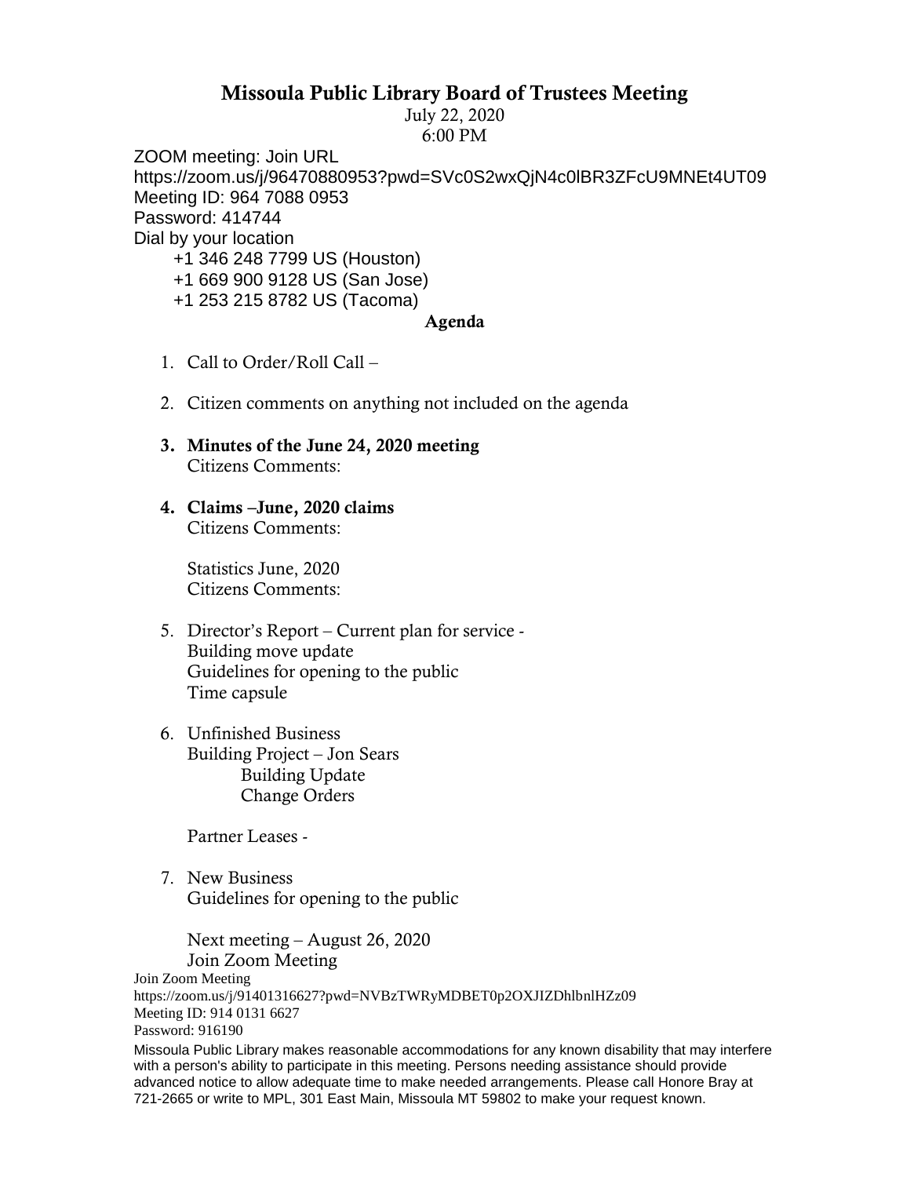# Missoula Public Library Board of Trustees Meeting

July 22, 2020
6:00 PM

ZOOM meeting: Join URL
https://zoom.us/j/96470880953?pwd=SVc0S2wxQjN4c0lBR3ZFcU9MNEt4UT09
Meeting ID: 964 7088 0953
Password: 414744
Dial by your location
+1 346 248 7799 US (Houston)
+1 669 900 9128 US (San Jose)
+1 253 215 8782 US (Tacoma)

## Agenda

1. Call to Order/Roll Call –

2. Citizen comments on anything not included on the agenda

3. **Minutes of the June 24, 2020 meeting**
   Citizens Comments:

4. **Claims –June, 2020 claims**
   Citizens Comments:

   Statistics June, 2020
   Citizens Comments:

5. Director's Report – Current plan for service -
   Building move update
   Guidelines for opening to the public
   Time capsule

6. Unfinished Business
   Building Project – Jon Sears
   - Building Update
   - Change Orders

   Partner Leases -

7. New Business
   Guidelines for opening to the public

   Next meeting – August 26, 2020
   Join Zoom Meeting

Join Zoom Meeting
https://zoom.us/j/91401316627?pwd=NVBzTWRyMDBET0p2OXJIZDhlbnlHZz09
Meeting ID: 914 0131 6627
Password: 916190

Missoula Public Library makes reasonable accommodations for any known disability that may interfere with a person's ability to participate in this meeting. Persons needing assistance should provide advanced notice to allow adequate time to make needed arrangements. Please call Honore Bray at 721-2665 or write to MPL, 301 East Main, Missoula MT 59802 to make your request known.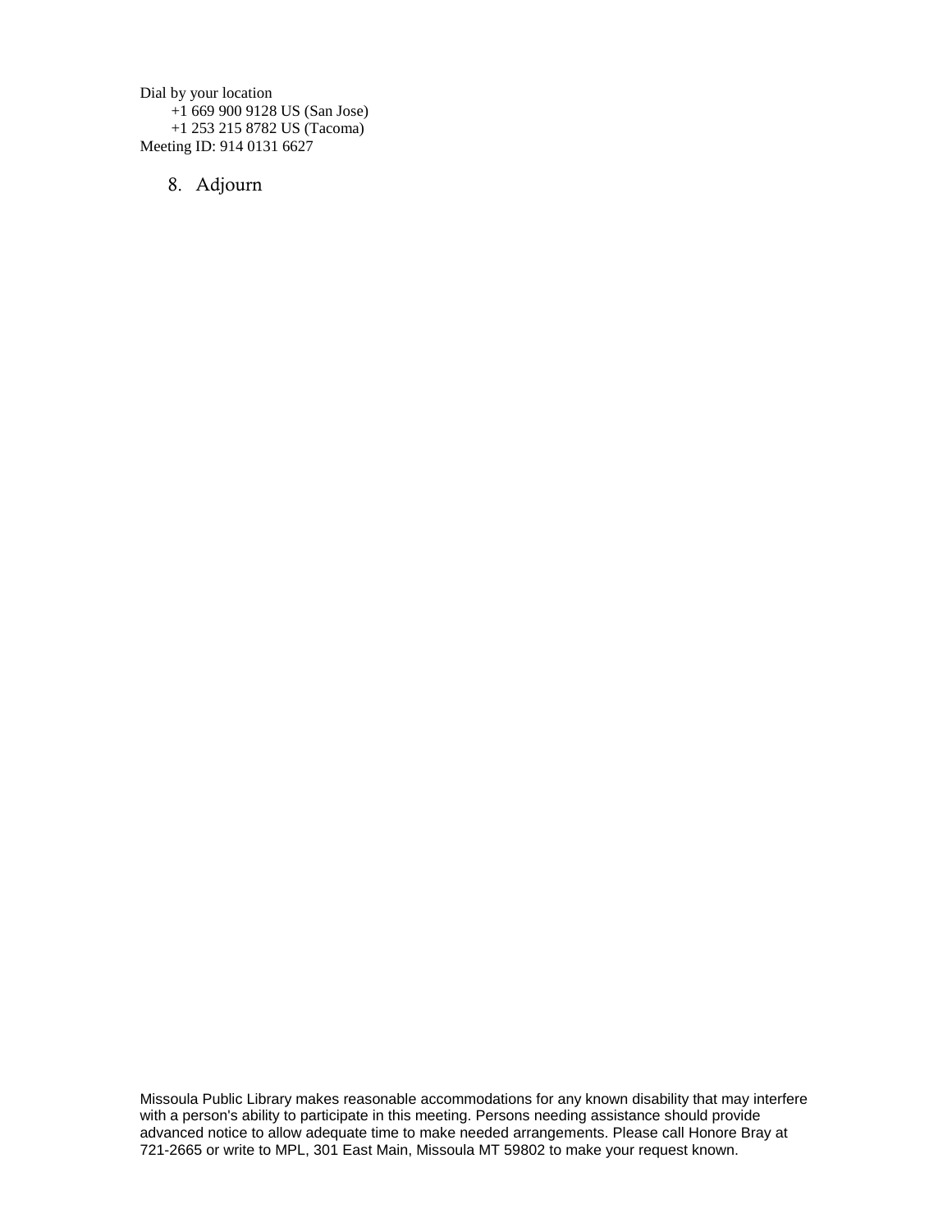Dial by your location

    +1 669 900 9128 US (San Jose)
    +1 253 215 8782 US (Tacoma)

Meeting ID: 914 0131 6627

8. Adjourn

Missoula Public Library makes reasonable accommodations for any known disability that may interfere with a person's ability to participate in this meeting. Persons needing assistance should provide advanced notice to allow adequate time to make needed arrangements. Please call Honore Bray at 721-2665 or write to MPL, 301 East Main, Missoula MT 59802 to make your request known.